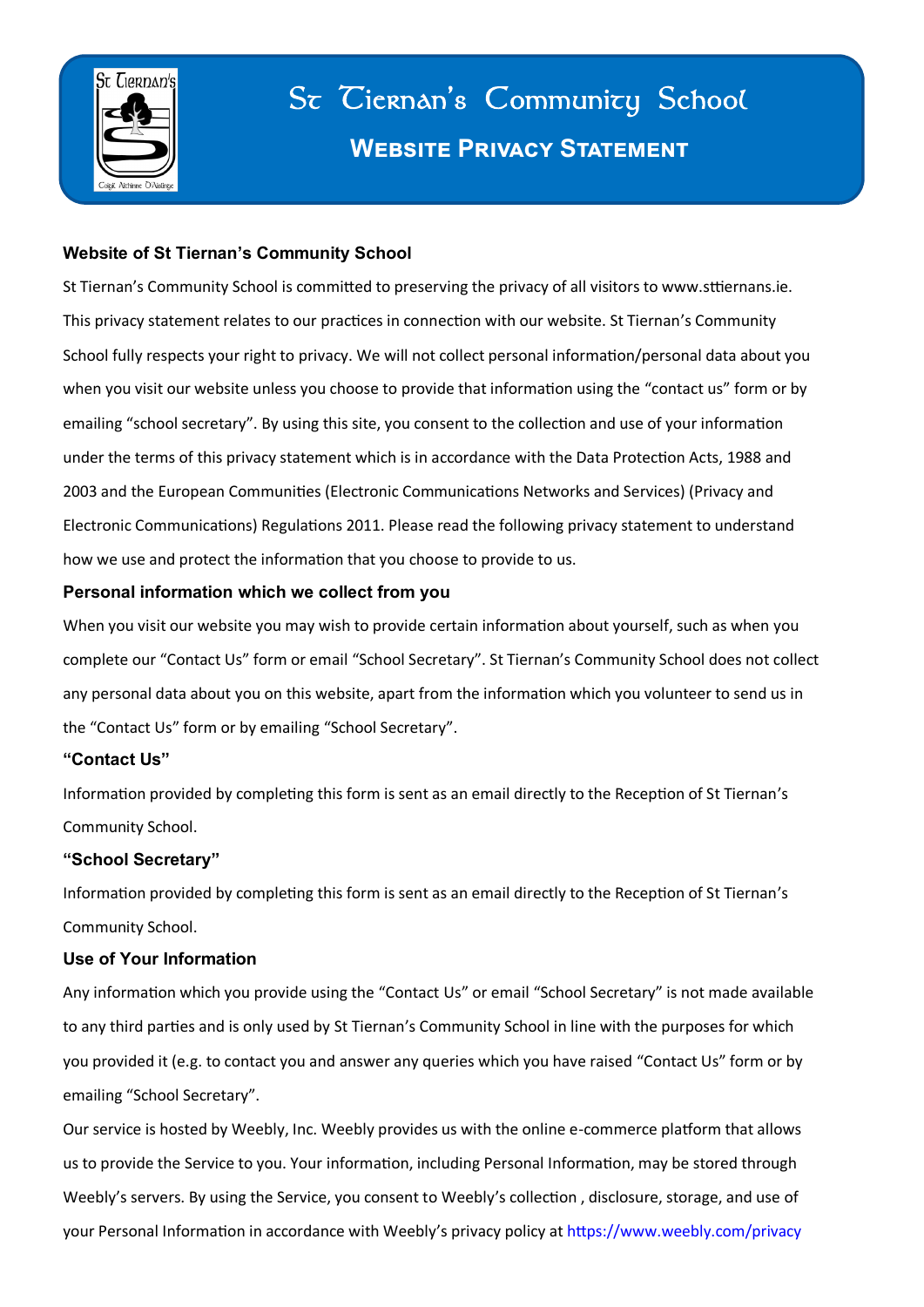# St Tiernan's Community School

## Website Privacy Statement

### Website of St Tiernan's Community School

St Tiernan's Community School is committed to preserving the privacy of all visitors to www.sttiernans.ie. This privacy statement relates to our practices in connection with our website. St Tiernan's Community School fully respects your right to privacy. We will not collect personal information/personal data about you when you visit our website unless you choose to provide that information using the "contact us" form or by emailing "school secretary". By using this site, you consent to the collection and use of your information under the terms of this privacy statement which is in accordance with the Data Protection Acts, 1988 and 2003 and the European Communities (Electronic Communications Networks and Services) (Privacy and Electronic Communications) Regulations 2011. Please read the following privacy statement to understand how we use and protect the information that you choose to provide to us.

### Personal information which we collect from you

When you visit our website you may wish to provide certain information about yourself, such as when you complete our "Contact Us" form or email "School Secretary". St Tiernan's Community School does not collect any personal data about you on this website, apart from the information which you volunteer to send us in the "Contact Us" form or by emailing "School Secretary".

### "Contact Us"

Information provided by completing this form is sent as an email directly to the Reception of St Tiernan's Community School.

### "School Secretary"

Information provided by completing this form is sent as an email directly to the Reception of St Tiernan's Community School.

### Use of Your Information

Any information which you provide using the "Contact Us" or email "School Secretary" is not made available to any third parties and is only used by St Tiernan's Community School in line with the purposes for which you provided it (e.g. to contact you and answer any queries which you have raised "Contact Us" form or by emailing "School Secretary".

Our service is hosted by Weebly, Inc. Weebly provides us with the online e-commerce platform that allows us to provide the Service to you. Your information, including Personal Information, may be stored through Weebly's servers. By using the Service, you consent to Weebly's collection , disclosure, storage, and use of your Personal Information in accordance with Weebly's privacy policy at https://www.weebly.com/privacy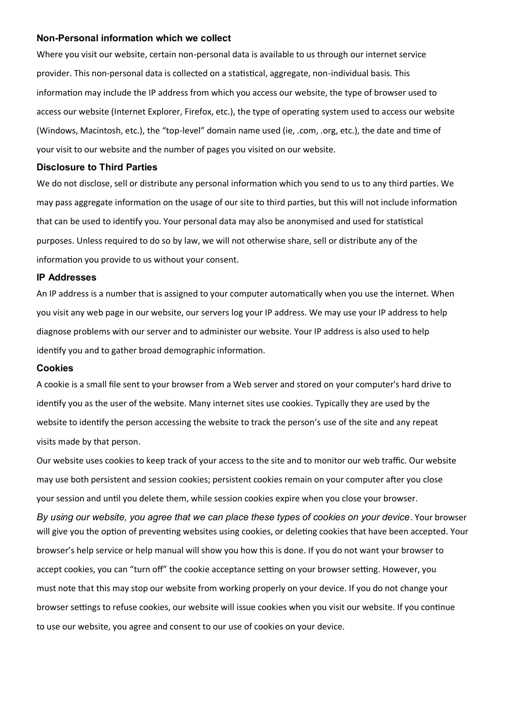### Non-Personal information which we collect

Where you visit our website, certain non-personal data is available to us through our internet service provider. This non-personal data is collected on a statistical, aggregate, non-individual basis. This information may include the IP address from which you access our website, the type of browser used to access our website (Internet Explorer, Firefox, etc.), the type of operating system used to access our website (Windows, Macintosh, etc.), the "top-level" domain name used (ie, .com, .org, etc.), the date and time of your visit to our website and the number of pages you visited on our website.

### Disclosure to Third Parties

We do not disclose, sell or distribute any personal information which you send to us to any third parties. We may pass aggregate information on the usage of our site to third parties, but this will not include information that can be used to identify you. Your personal data may also be anonymised and used for statistical purposes. Unless required to do so by law, we will not otherwise share, sell or distribute any of the information you provide to us without your consent.

### IP Addresses

An IP address is a number that is assigned to your computer automatically when you use the internet. When you visit any web page in our website, our servers log your IP address. We may use your IP address to help diagnose problems with our server and to administer our website. Your IP address is also used to help identify you and to gather broad demographic information.

### Cookies

A cookie is a small file sent to your browser from a Web server and stored on your computer's hard drive to identify you as the user of the website. Many internet sites use cookies. Typically they are used by the website to identify the person accessing the website to track the person's use of the site and any repeat visits made by that person.

Our website uses cookies to keep track of your access to the site and to monitor our web traffic. Our website may use both persistent and session cookies; persistent cookies remain on your computer after you close your session and until you delete them, while session cookies expire when you close your browser.

*By using our website, you agree that we can place these types of cookies on your device*. Your browser will give you the option of preventing websites using cookies, or deleting cookies that have been accepted. Your browser's help service or help manual will show you how this is done. If you do not want your browser to accept cookies, you can "turn off" the cookie acceptance setting on your browser setting. However, you must note that this may stop our website from working properly on your device. If you do not change your browser settings to refuse cookies, our website will issue cookies when you visit our website. If you continue to use our website, you agree and consent to our use of cookies on your device.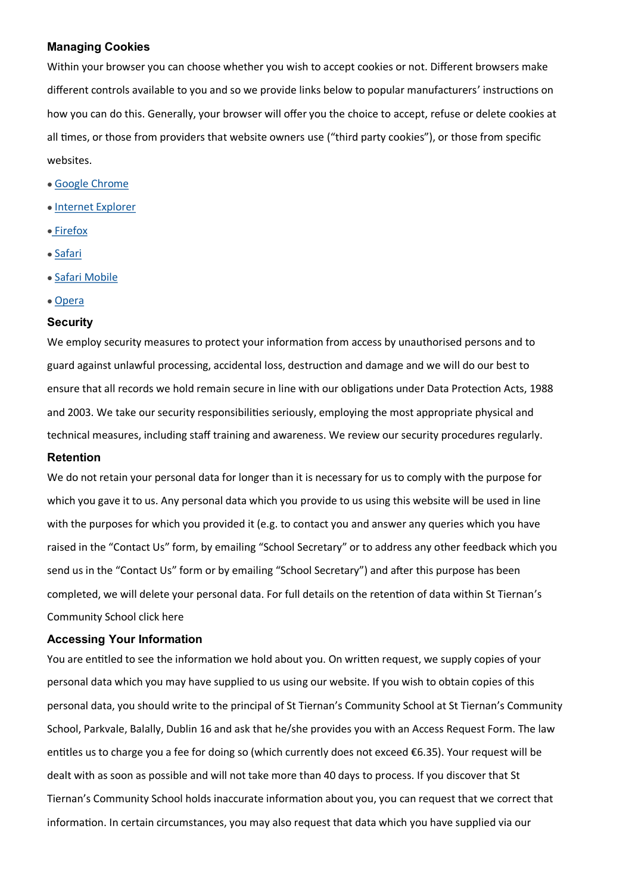### Managing Cookies

Within your browser you can choose whether you wish to accept cookies or not. Different browsers make different controls available to you and so we provide links below to popular manufacturers' instructions on how you can do this. Generally, your browser will offer you the choice to accept, refuse or delete cookies at all times, or those from providers that website owners use ("third party cookies"), or those from specific websites.

- Google Chrome
- Internet Explorer
- Firefox
- Safari
- Safari Mobile
- Opera

### Security

We employ security measures to protect your information from access by unauthorised persons and to guard against unlawful processing, accidental loss, destruction and damage and we will do our best to ensure that all records we hold remain secure in line with our obligations under Data Protection Acts, 1988 and 2003. We take our security responsibilities seriously, employing the most appropriate physical and technical measures, including staff training and awareness. We review our security procedures regularly.

### Retention

We do not retain your personal data for longer than it is necessary for us to comply with the purpose for which you gave it to us. Any personal data which you provide to us using this website will be used in line with the purposes for which you provided it (e.g. to contact you and answer any queries which you have raised in the "Contact Us" form, by emailing "School Secretary" or to address any other feedback which you send us in the "Contact Us" form or by emailing "School Secretary") and after this purpose has been completed, we will delete your personal data. For full details on the retention of data within St Tiernan's Community School click here

### Accessing Your Information

You are entitled to see the information we hold about you. On written request, we supply copies of your personal data which you may have supplied to us using our website. If you wish to obtain copies of this personal data, you should write to the principal of St Tiernan's Community School at St Tiernan's Community School, Parkvale, Balally, Dublin 16 and ask that he/she provides you with an Access Request Form. The law entitles us to charge you a fee for doing so (which currently does not exceed €6.35). Your request will be dealt with as soon as possible and will not take more than 40 days to process. If you discover that St Tiernan's Community School holds inaccurate information about you, you can request that we correct that information. In certain circumstances, you may also request that data which you have supplied via our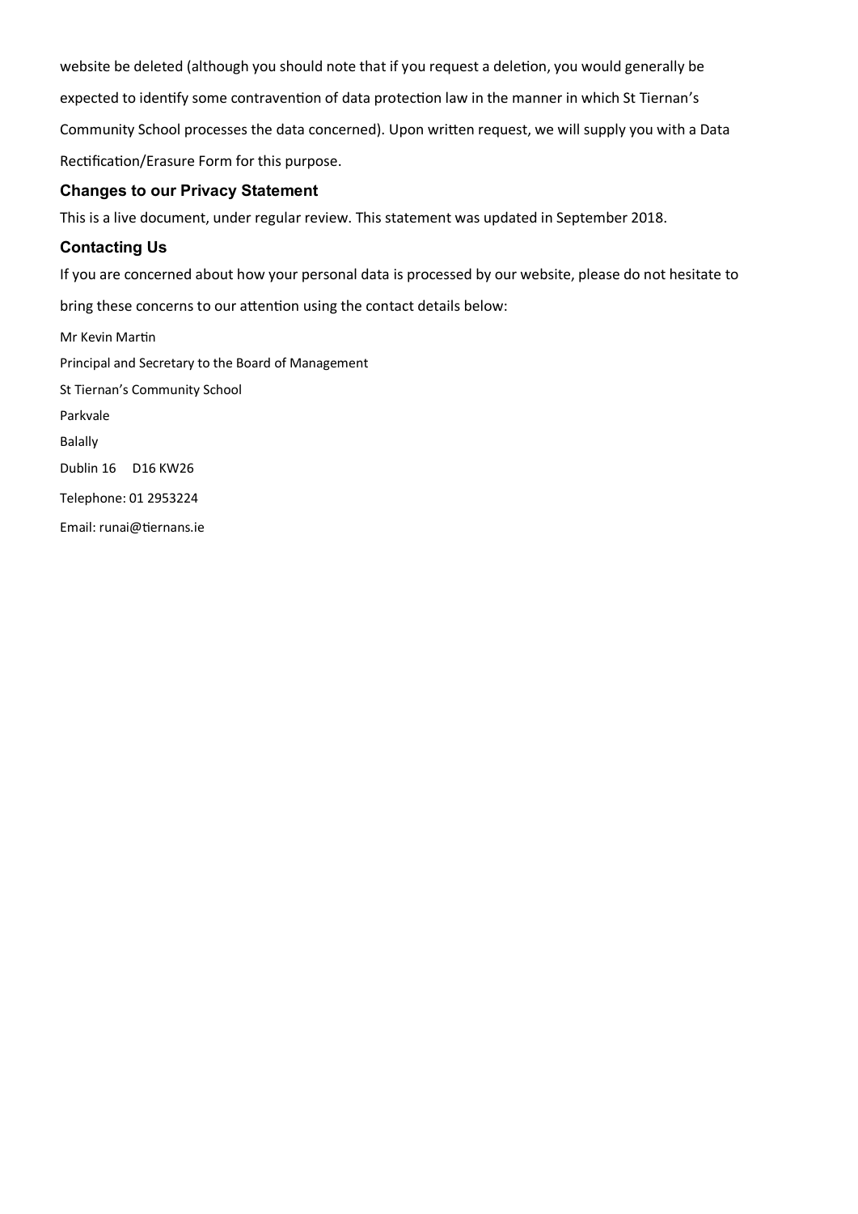website be deleted (although you should note that if you request a deletion, you would generally be expected to identify some contravention of data protection law in the manner in which St Tiernan's Community School processes the data concerned). Upon written request, we will supply you with a Data Rectification/Erasure Form for this purpose.

### Changes to our Privacy Statement

This is a live document, under regular review. This statement was updated in September 2018.

### Contacting Us

If you are concerned about how your personal data is processed by our website, please do not hesitate to bring these concerns to our attention using the contact details below:

Mr Kevin Martin

Principal and Secretary to the Board of Management

St Tiernan's Community School

Parkvale

Balally

Dublin 16 D16 KW26

Telephone: 01 2953224

Email: runai@tiernans.ie